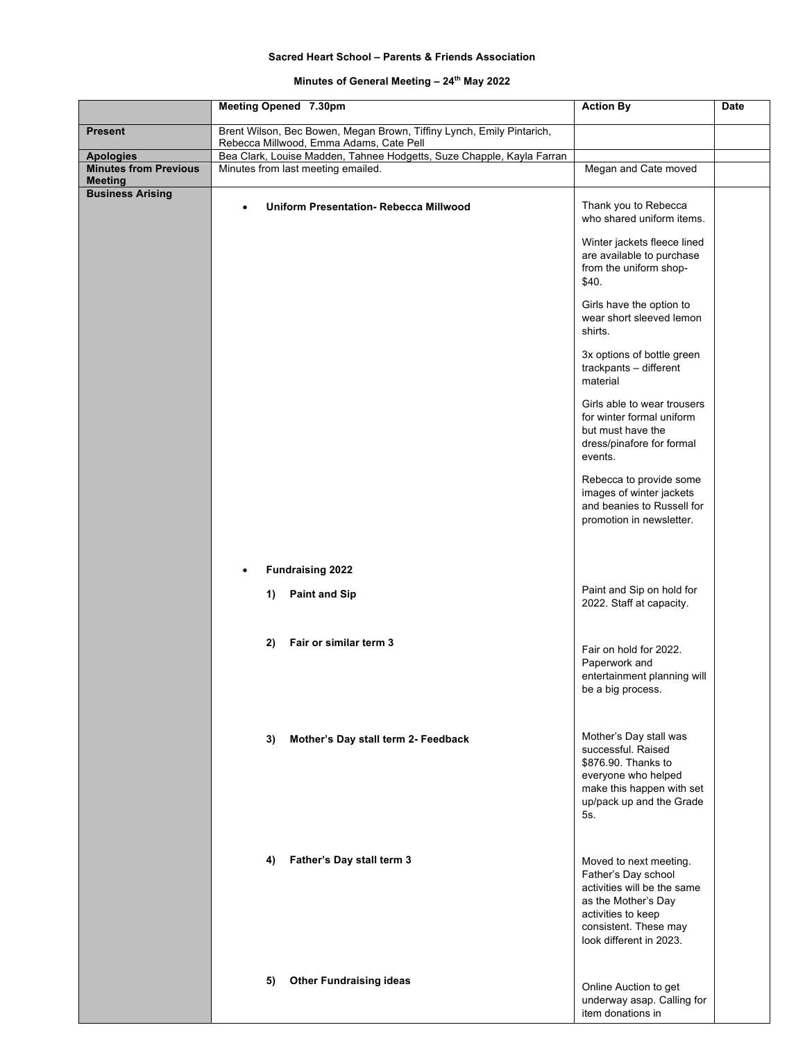**Sacred Heart School – Parents & Friends Association**

**Minutes of General Meeting – 24th May 2022**

| | **Meeting Opened 7.30pm** | **Action By** | **Date** |
|---|---|---|---|
| **Present** | Brent Wilson, Bec Bowen, Megan Brown, Tiffiny Lynch, Emily Pintarich, Rebecca Millwood, Emma Adams, Cate Pell | | |
| **Apologies** | Bea Clark, Louise Madden, Tahnee Hodgetts, Suze Chapple, Kayla Farran | | |
| **Minutes from Previous Meeting** | Minutes from last meeting emailed. | Megan and Cate moved | |
| **Business Arising** | • **Uniform Presentation- Rebecca Millwood** | Thank you to Rebecca who shared uniform items.<br><br>Winter jackets fleece lined are available to purchase from the uniform shop- $40.<br><br>Girls have the option to wear short sleeved lemon shirts.<br><br>3x options of bottle green trackpants – different material<br><br>Girls able to wear trousers for winter formal uniform but must have the dress/pinafore for formal events.<br><br>Rebecca to provide some images of winter jackets and beanies to Russell for promotion in newsletter. | |
| | • **Fundraising 2022** | | |
| | **1) Paint and Sip** | Paint and Sip on hold for 2022. Staff at capacity. | |
| | **2) Fair or similar term 3** | Fair on hold for 2022. Paperwork and entertainment planning will be a big process. | |
| | **3) Mother's Day stall term 2- Feedback** | Mother's Day stall was successful. Raised $876.90. Thanks to everyone who helped make this happen with set up/pack up and the Grade 5s. | |
| | **4) Father's Day stall term 3** | Moved to next meeting. Father's Day school activities will be the same as the Mother's Day activities to keep consistent. These may look different in 2023. | |
| | **5) Other Fundraising ideas** | Online Auction to get underway asap. Calling for item donations in | |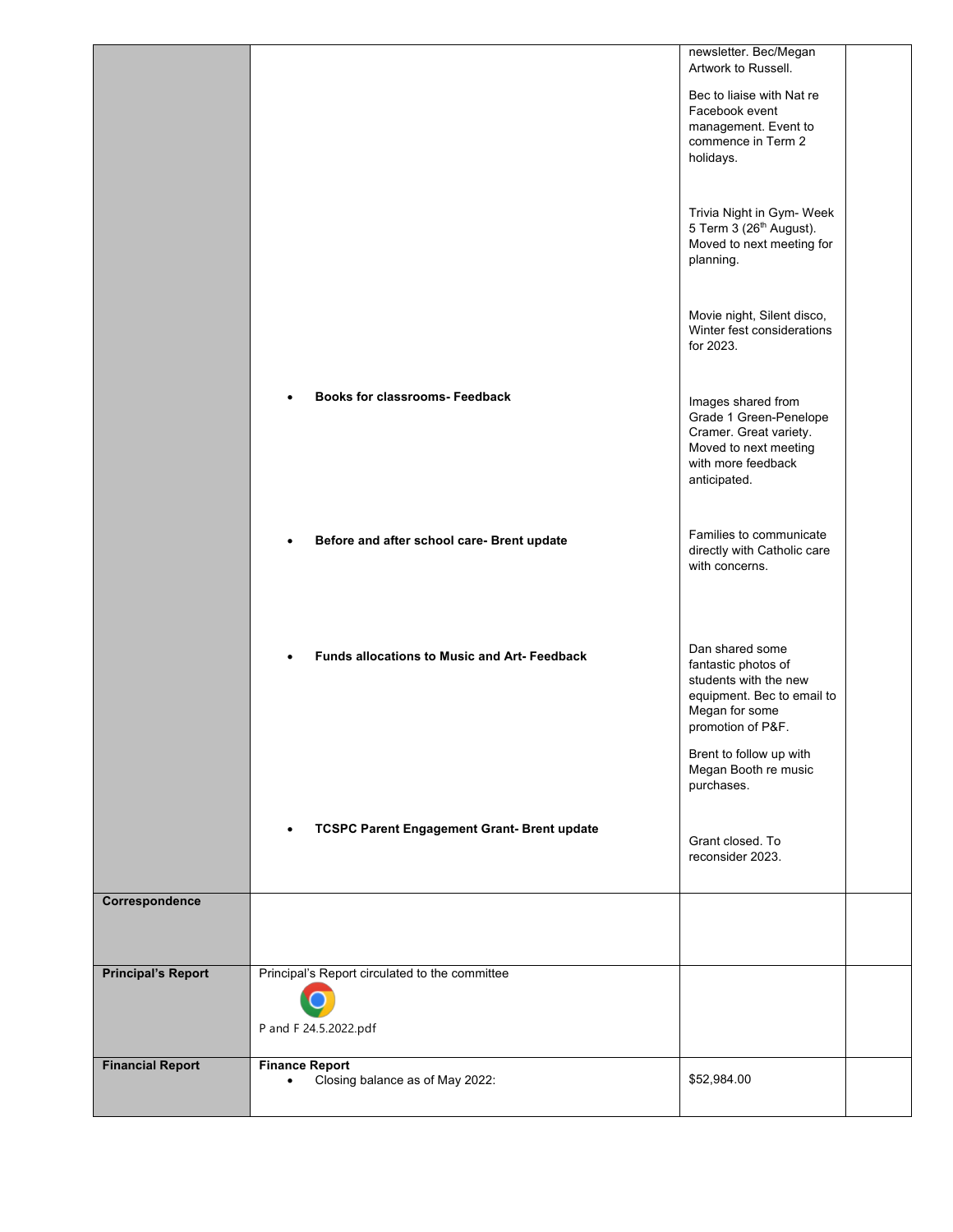| | | | |
|---|---|---|---|
| | | newsletter. Bec/Megan Artwork to Russell.<br><br>Bec to liaise with Nat re Facebook event management. Event to commence in Term 2 holidays.<br><br>Trivia Night in Gym- Week 5 Term 3 (26th August). Moved to next meeting for planning.<br><br>Movie night, Silent disco, Winter fest considerations for 2023. | |
| | • **Books for classrooms- Feedback** | Images shared from Grade 1 Green-Penelope Cramer. Great variety. Moved to next meeting with more feedback anticipated. | |
| | • **Before and after school care- Brent update** | Families to communicate directly with Catholic care with concerns. | |
| | • **Funds allocations to Music and Art- Feedback** | Dan shared some fantastic photos of students with the new equipment. Bec to email to Megan for some promotion of P&F.<br><br>Brent to follow up with Megan Booth re music purchases. | |
| | • **TCSPC Parent Engagement Grant- Brent update** | Grant closed. To reconsider 2023. | |
| **Correspondence** | | | |
| **Principal's Report** | Principal's Report circulated to the committee<br><br>P and F 24.5.2022.pdf | | |
| **Financial Report** | **Finance Report**<br>• Closing balance as of May 2022: | $52,984.00 | |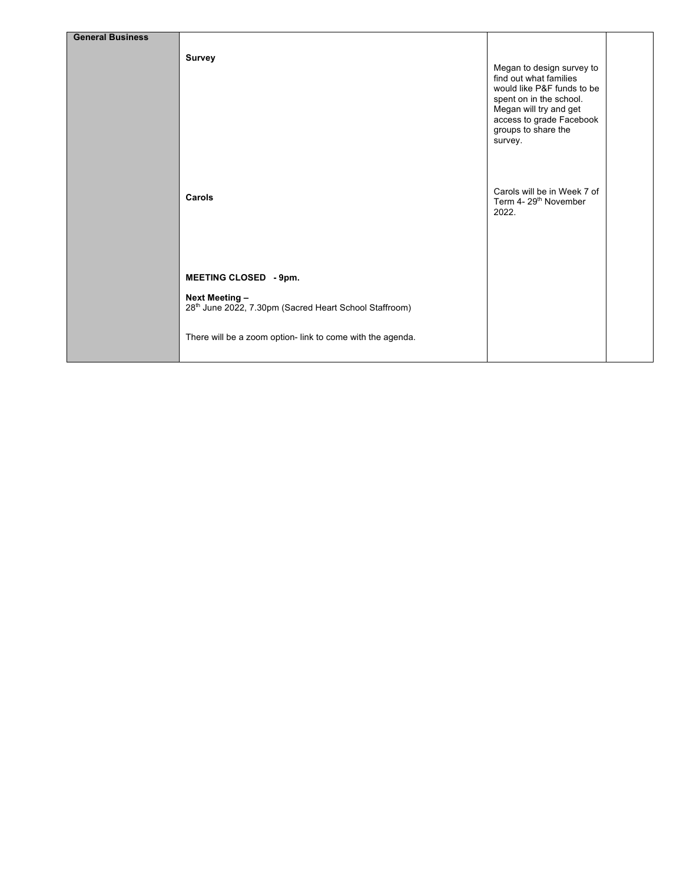| | | | |
|---|---|---|---|
| **General Business** | **Survey** | Megan to design survey to find out what families would like P&F funds to be spent on in the school. Megan will try and get access to grade Facebook groups to share the survey. | |
| | **Carols** | Carols will be in Week 7 of Term 4- 29th November 2022. | |
| | **MEETING CLOSED - 9pm.**<br><br>**Next Meeting –**<br>28th June 2022, 7.30pm (Sacred Heart School Staffroom)<br><br>There will be a zoom option- link to come with the agenda. | | |